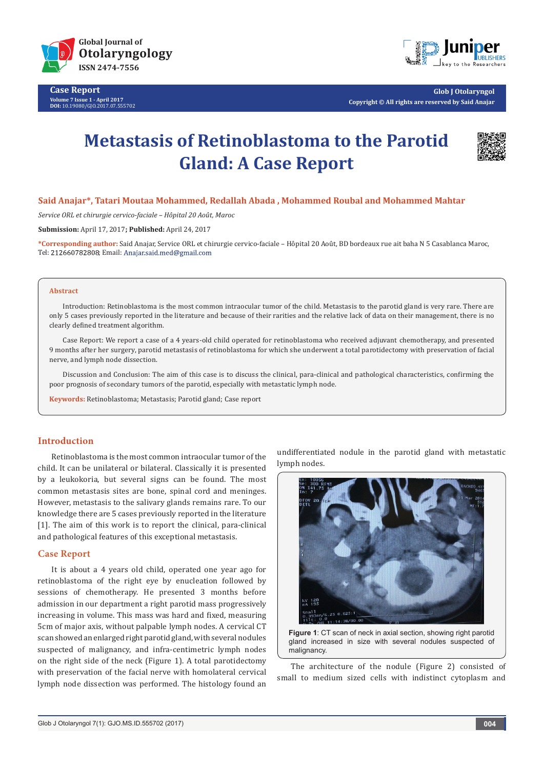Case Report

Volume 7 Issue 1 - April 2017
DOI: 10.19080/GJO.2017.07.555702

Copyright © All rights are reserved by Said Anajar

# Metastasis of Retinoblastoma to the Parotid Gland: A Case Report

**Said Anajar*, Tatari Moutaa Mohammed, Redallah Abada , Mohammed Roubal and Mohammed Mahtar**

*Service ORL et chirurgie cervico-faciale – Hôpital 20 Août, Maroc*

**Submission:** April 17, 2017**; Published:** April 24, 2017

**\*Corresponding author:** Said Anajar, Service ORL et chirurgie cervico-faciale – Hôpital 20 Août, BD bordeaux rue ait baha N 5 Casablanca Maroc, Tel: 212660782808; Email: Anajar.said.med@gmail.com

## Abstract

Introduction: Retinoblastoma is the most common intraocular tumor of the child. Metastasis to the parotid gland is very rare. There are only 5 cases previously reported in the literature and because of their rarities and the relative lack of data on their management, there is no clearly defined treatment algorithm.

Case Report: We report a case of a 4 years-old child operated for retinoblastoma who received adjuvant chemotherapy, and presented 9 months after her surgery, parotid metastasis of retinoblastoma for which she underwent a total parotidectomy with preservation of facial nerve, and lymph node dissection.

Discussion and Conclusion: The aim of this case is to discuss the clinical, para-clinical and pathological characteristics, confirming the poor prognosis of secondary tumors of the parotid, especially with metastatic lymph node.

**Keywords:** Retinoblastoma; Metastasis; Parotid gland; Case report

## Introduction

Retinoblastoma is the most common intraocular tumor of the child. It can be unilateral or bilateral. Classically it is presented by a leukokoria, but several signs can be found. The most common metastasis sites are bone, spinal cord and meninges. However, metastasis to the salivary glands remains rare. To our knowledge there are 5 cases previously reported in the literature [1]. The aim of this work is to report the clinical, para-clinical and pathological features of this exceptional metastasis.

## Case Report

It is about a 4 years old child, operated one year ago for retinoblastoma of the right eye by enucleation followed by sessions of chemotherapy. He presented 3 months before admission in our department a right parotid mass progressively increasing in volume. This mass was hard and fixed, measuring 5cm of major axis, without palpable lymph nodes. A cervical CT scan showed an enlarged right parotid gland, with several nodules suspected of malignancy, and infra-centimetric lymph nodes on the right side of the neck (Figure 1). A total parotidectomy with preservation of the facial nerve with homolateral cervical lymph node dissection was performed. The histology found an undifferentiated nodule in the parotid gland with metastatic lymph nodes.

**Figure 1**: CT scan of neck in axial section, showing right parotid gland increased in size with several nodules suspected of malignancy.

The architecture of the nodule (Figure 2) consisted of small to medium sized cells with indistinct cytoplasm and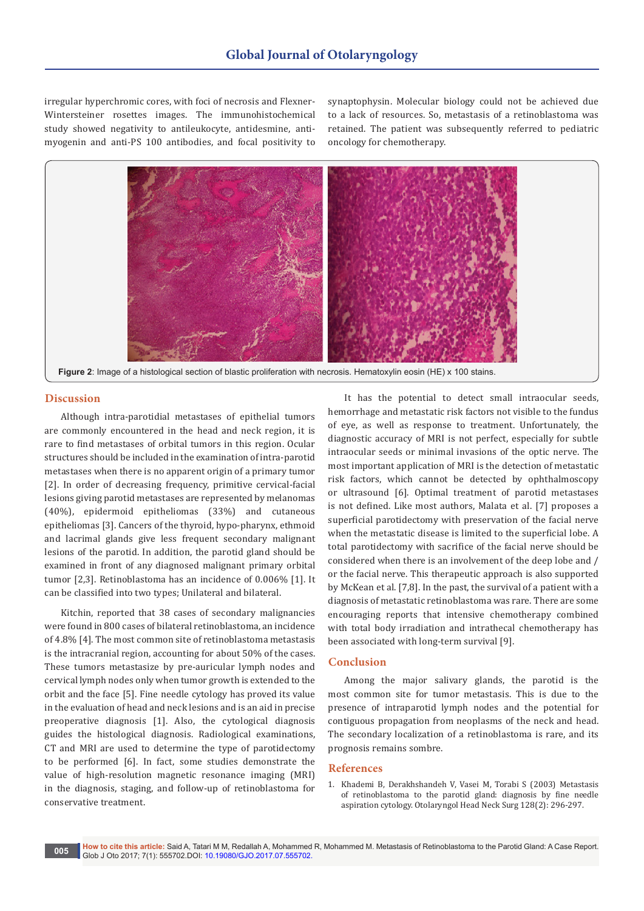irregular hyperchromic cores, with foci of necrosis and Flexner-Wintersteiner rosettes images. The immunohistochemical study showed negativity to antileukocyte, antidesmine, anti-myogenin and anti-PS 100 antibodies, and focal positivity to synaptophysin. Molecular biology could not be achieved due to a lack of resources. So, metastasis of a retinoblastoma was retained. The patient was subsequently referred to pediatric oncology for chemotherapy.

**Figure 2**: Image of a histological section of blastic proliferation with necrosis. Hematoxylin eosin (HE) x 100 stains.

## Discussion

Although intra-parotidial metastases of epithelial tumors are commonly encountered in the head and neck region, it is rare to find metastases of orbital tumors in this region. Ocular structures should be included in the examination of intra-parotid metastases when there is no apparent origin of a primary tumor [2]. In order of decreasing frequency, primitive cervical-facial lesions giving parotid metastases are represented by melanomas (40%), epidermoid epitheliomas (33%) and cutaneous epitheliomas [3]. Cancers of the thyroid, hypo-pharynx, ethmoid and lacrimal glands give less frequent secondary malignant lesions of the parotid. In addition, the parotid gland should be examined in front of any diagnosed malignant primary orbital tumor [2,3]. Retinoblastoma has an incidence of 0.006% [1]. It can be classified into two types; Unilateral and bilateral.

Kitchin, reported that 38 cases of secondary malignancies were found in 800 cases of bilateral retinoblastoma, an incidence of 4.8% [4]. The most common site of retinoblastoma metastasis is the intracranial region, accounting for about 50% of the cases. These tumors metastasize by pre-auricular lymph nodes and cervical lymph nodes only when tumor growth is extended to the orbit and the face [5]. Fine needle cytology has proved its value in the evaluation of head and neck lesions and is an aid in precise preoperative diagnosis [1]. Also, the cytological diagnosis guides the histological diagnosis. Radiological examinations, CT and MRI are used to determine the type of parotidectomy to be performed [6]. In fact, some studies demonstrate the value of high-resolution magnetic resonance imaging (MRI) in the diagnosis, staging, and follow-up of retinoblastoma for conservative treatment.

It has the potential to detect small intraocular seeds, hemorrhage and metastatic risk factors not visible to the fundus of eye, as well as response to treatment. Unfortunately, the diagnostic accuracy of MRI is not perfect, especially for subtle intraocular seeds or minimal invasions of the optic nerve. The most important application of MRI is the detection of metastatic risk factors, which cannot be detected by ophthalmoscopy or ultrasound [6]. Optimal treatment of parotid metastases is not defined. Like most authors, Malata et al. [7] proposes a superficial parotidectomy with preservation of the facial nerve when the metastatic disease is limited to the superficial lobe. A total parotidectomy with sacrifice of the facial nerve should be considered when there is an involvement of the deep lobe and / or the facial nerve. This therapeutic approach is also supported by McKean et al. [7,8]. In the past, the survival of a patient with a diagnosis of metastatic retinoblastoma was rare. There are some encouraging reports that intensive chemotherapy combined with total body irradiation and intrathecal chemotherapy has been associated with long-term survival [9].

## Conclusion

Among the major salivary glands, the parotid is the most common site for tumor metastasis. This is due to the presence of intraparotid lymph nodes and the potential for contiguous propagation from neoplasms of the neck and head. The secondary localization of a retinoblastoma is rare, and its prognosis remains sombre.

## References

1. Khademi B, Derakhshandeh V, Vasei M, Torabi S (2003) Metastasis of retinoblastoma to the parotid gland: diagnosis by fine needle aspiration cytology. Otolaryngol Head Neck Surg 128(2): 296-297.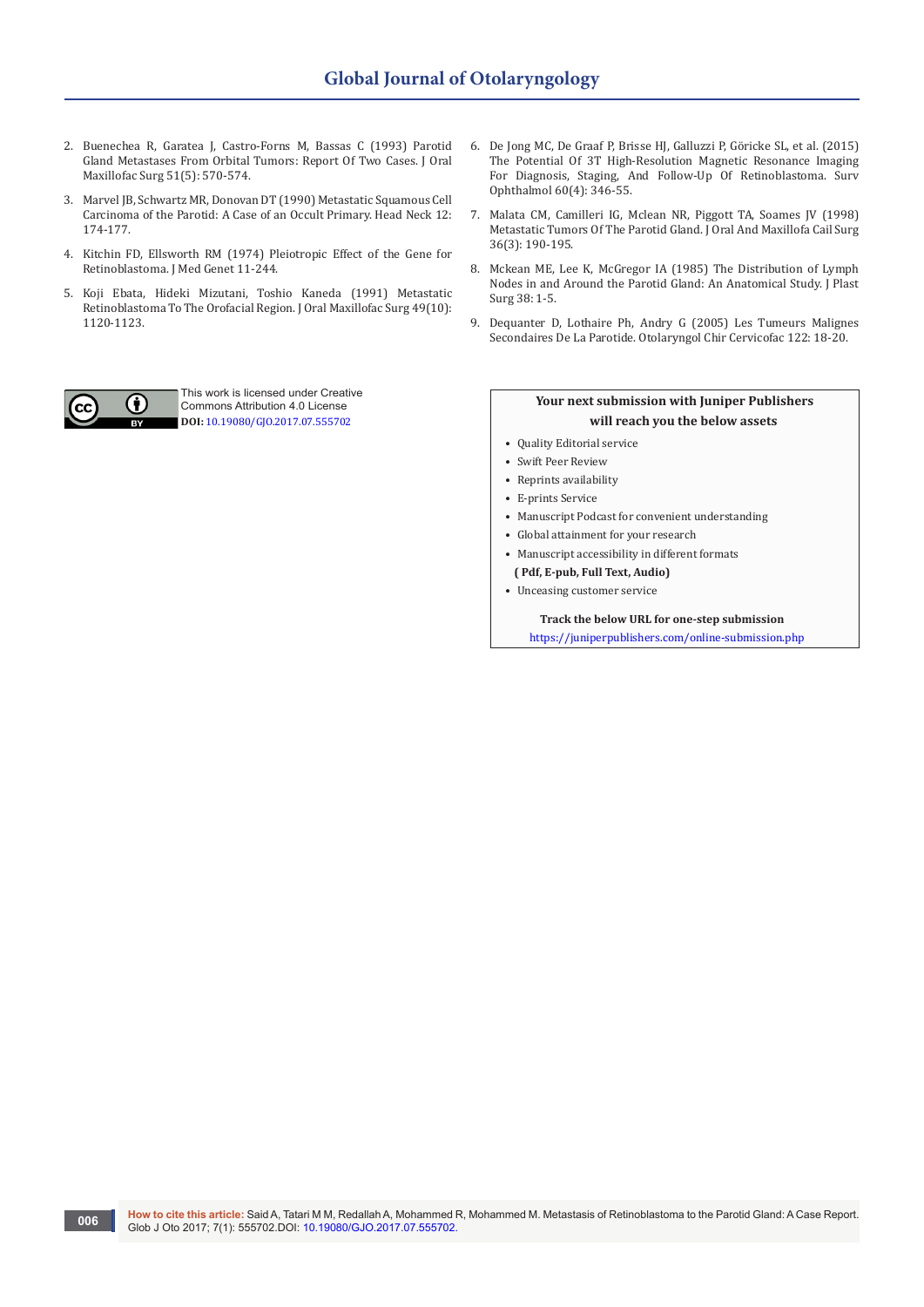2. Buenechea R, Garatea J, Castro-Forns M, Bassas C (1993) Parotid Gland Metastases From Orbital Tumors: Report Of Two Cases. J Oral Maxillofac Surg 51(5): 570-574.
3. Marvel JB, Schwartz MR, Donovan DT (1990) Metastatic Squamous Cell Carcinoma of the Parotid: A Case of an Occult Primary. Head Neck 12: 174-177.
4. Kitchin FD, Ellsworth RM (1974) Pleiotropic Effect of the Gene for Retinoblastoma. J Med Genet 11-244.
5. Koji Ebata, Hideki Mizutani, Toshio Kaneda (1991) Metastatic Retinoblastoma To The Orofacial Region. J Oral Maxillofac Surg 49(10): 1120-1123.
6. De Jong MC, De Graaf P, Brisse HJ, Galluzzi P, Göricke SL, et al. (2015) The Potential Of 3T High-Resolution Magnetic Resonance Imaging For Diagnosis, Staging, And Follow-Up Of Retinoblastoma. Surv Ophthalmol 60(4): 346-55.
7. Malata CM, Camilleri IG, Mclean NR, Piggott TA, Soames JV (1998) Metastatic Tumors Of The Parotid Gland. J Oral And Maxillofa Cail Surg 36(3): 190-195.
8. Mckean ME, Lee K, McGregor IA (1985) The Distribution of Lymph Nodes in and Around the Parotid Gland: An Anatomical Study. J Plast Surg 38: 1-5.
9. Dequanter D, Lothaire Ph, Andry G (2005) Les Tumeurs Malignes Secondaires De La Parotide. Otolaryngol Chir Cervicofac 122: 18-20.

This work is licensed under Creative Commons Attribution 4.0 License
**DOI:** 10.19080/GJO.2017.07.555702

**Your next submission with Juniper Publishers will reach you the below assets**

- Quality Editorial service
- Swift Peer Review
- Reprints availability
- E-prints Service
- Manuscript Podcast for convenient understanding
- Global attainment for your research
- Manuscript accessibility in different formats
  **( Pdf, E-pub, Full Text, Audio)**
- Unceasing customer service

**Track the below URL for one-step submission**
https://juniperpublishers.com/online-submission.php

**How to cite this article:** Said A, Tatari M M, Redallah A, Mohammed R, Mohammed M. Metastasis of Retinoblastoma to the Parotid Gland: A Case Report. Glob J Oto 2017; 7(1): 555702.DOI: 10.19080/GJO.2017.07.555702.